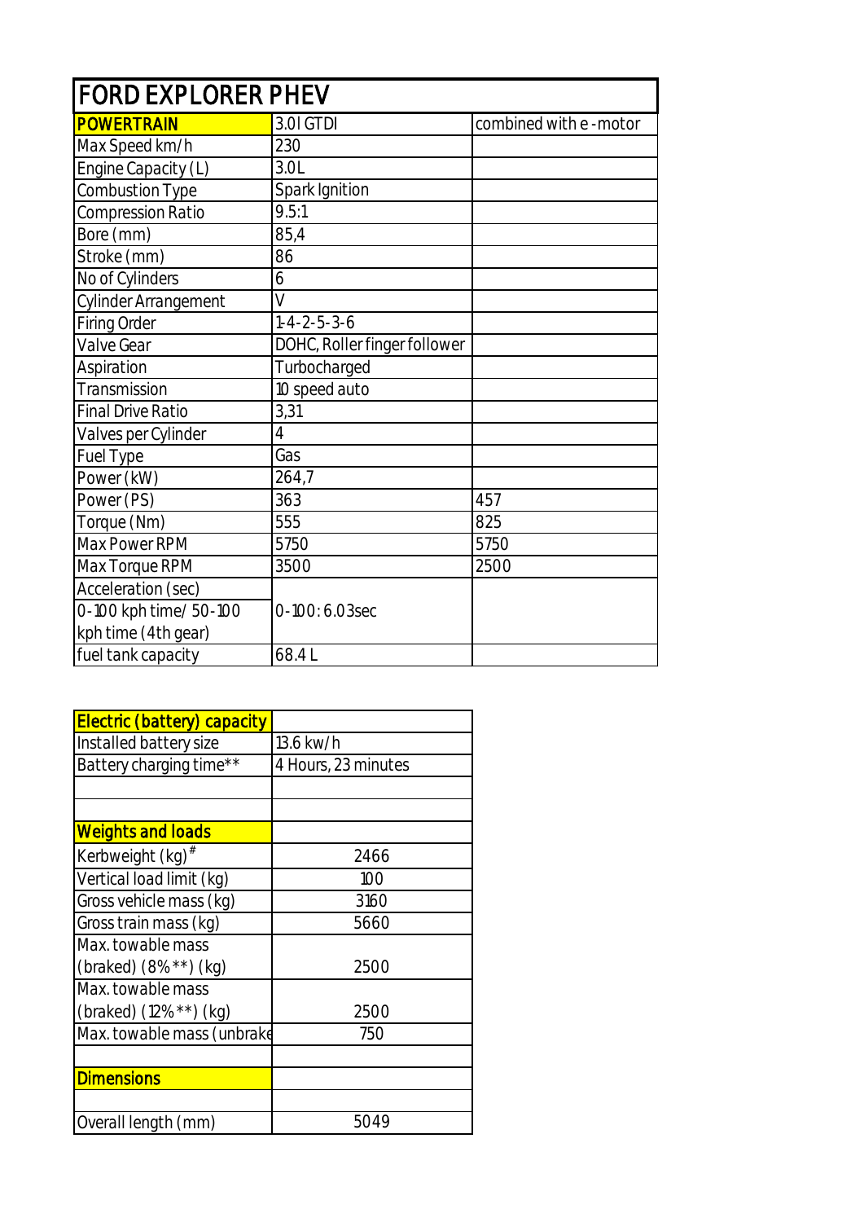| FORD EXPLORER PHEV | | |
|---|---|---|
| **POWERTRAIN** | 3.0l GTDI | combined with e-motor |
| Max Speed km/h | 230 | |
| Engine Capacity (L) | 3.0L | |
| Combustion Type | Spark Ignition | |
| Compression Ratio | 9.5:1 | |
| Bore (mm) | 85,4 | |
| Stroke (mm) | 86 | |
| No of Cylinders | 6 | |
| Cylinder Arrangement | V | |
| Firing Order | 1-4-2-5-3-6 | |
| Valve Gear | DOHC, Roller finger follower | |
| Aspiration | Turbocharged | |
| Transmission | 10 speed auto | |
| Final Drive Ratio | 3,31 | |
| Valves per Cylinder | 4 | |
| Fuel Type | Gas | |
| Power (kW) | 264,7 | |
| Power (PS) | 363 | 457 |
| Torque (Nm) | 555 | 825 |
| Max Power RPM | 5750 | 5750 |
| Max Torque RPM | 3500 | 2500 |
| Acceleration (sec) 0-100 kph time/ 50-100 kph time (4th gear) | 0-100: 6.03sec | |
| fuel tank capacity | 68.4 L | |

| **Electric (battery) capacity** | |
|---|---|
| Installed battery size | 13.6 kw/h |
| Battery charging time** | 4 Hours, 23 minutes |
| | |
| | |
| **Weights and loads** | |
| Kerbweight (kg)# | 2466 |
| Vertical load limit (kg) | 100 |
| Gross vehicle mass (kg) | 3160 |
| Gross train mass (kg) | 5660 |
| Max. towable mass (braked) (8%**) (kg) | 2500 |
| Max. towable mass (braked) (12%**) (kg) | 2500 |
| Max. towable mass (unbrake | 750 |
| | |
| **Dimensions** | |
| | |
| Overall length (mm) | 5049 |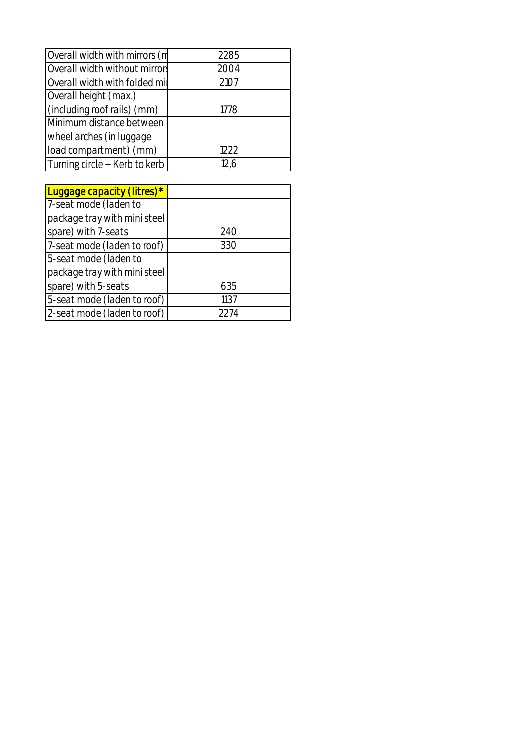| | |
|---|---|
| Overall width with mirrors (m | 2285 |
| Overall width without mirror | 2004 |
| Overall width with folded mi | 2107 |
| Overall height (max.) (including roof rails) (mm) | 1778 |
| Minimum distance between wheel arches (in luggage load compartment) (mm) | 1222 |
| Turning circle – Kerb to kerb | 12,6 |

| Luggage capacity (litres)* | |
|---|---|
| 7-seat mode (laden to package tray with mini steel spare) with 7-seats | 240 |
| 7-seat mode (laden to roof) | 330 |
| 5-seat mode (laden to package tray with mini steel spare) with 5-seats | 635 |
| 5-seat mode (laden to roof) | 1137 |
| 2-seat mode (laden to roof) | 2274 |